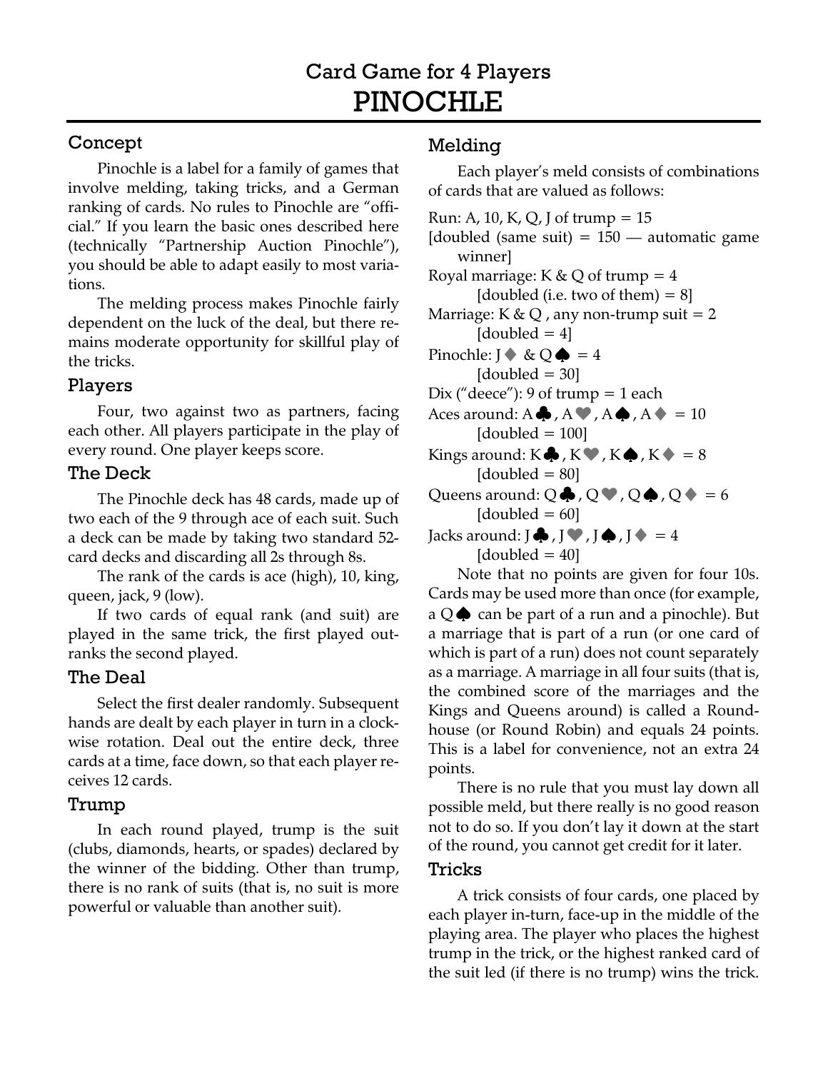# Card Game for 4 Players
# PINOCHLE

## Concept

Pinochle is a label for a family of games that involve melding, taking tricks, and a German ranking of cards. No rules to Pinochle are "official." If you learn the basic ones described here (technically "Partnership Auction Pinochle"), you should be able to adapt easily to most variations.

The melding process makes Pinochle fairly dependent on the luck of the deal, but there remains moderate opportunity for skillful play of the tricks.

## Players

Four, two against two as partners, facing each other. All players participate in the play of every round. One player keeps score.

## The Deck

The Pinochle deck has 48 cards, made up of two each of the 9 through ace of each suit. Such a deck can be made by taking two standard 52-card decks and discarding all 2s through 8s.

The rank of the cards is ace (high), 10, king, queen, jack, 9 (low).

If two cards of equal rank (and suit) are played in the same trick, the first played outranks the second played.

## The Deal

Select the first dealer randomly. Subsequent hands are dealt by each player in turn in a clockwise rotation. Deal out the entire deck, three cards at a time, face down, so that each player receives 12 cards.

## Trump

In each round played, trump is the suit (clubs, diamonds, hearts, or spades) declared by the winner of the bidding. Other than trump, there is no rank of suits (that is, no suit is more powerful or valuable than another suit).

## Melding

Each player's meld consists of combinations of cards that are valued as follows:

Run: A, 10, K, Q, J of trump = 15
[doubled (same suit) = 150 — automatic game winner]

Royal marriage: K & Q of trump = 4
[doubled (i.e. two of them) = 8]

Marriage: K & Q , any non-trump suit = 2
[doubled = 4]

Pinochle: J♦ & Q♠ = 4
[doubled = 30]

Dix ("deece"): 9 of trump = 1 each

Aces around: A♣, A♥, A♠, A♦ = 10
[doubled = 100]

Kings around: K♣, K♥, K♠, K♦ = 8
[doubled = 80]

Queens around: Q♣, Q♥, Q♠, Q♦ = 6
[doubled = 60]

Jacks around: J♣, J♥, J♠, J♦ = 4
[doubled = 40]

Note that no points are given for four 10s. Cards may be used more than once (for example, a Q♠ can be part of a run and a pinochle). But a marriage that is part of a run (or one card of which is part of a run) does not count separately as a marriage. A marriage in all four suits (that is, the combined score of the marriages and the Kings and Queens around) is called a Roundhouse (or Round Robin) and equals 24 points. This is a label for convenience, not an extra 24 points.

There is no rule that you must lay down all possible meld, but there really is no good reason not to do so. If you don't lay it down at the start of the round, you cannot get credit for it later.

## Tricks

A trick consists of four cards, one placed by each player in-turn, face-up in the middle of the playing area. The player who places the highest trump in the trick, or the highest ranked card of the suit led (if there is no trump) wins the trick.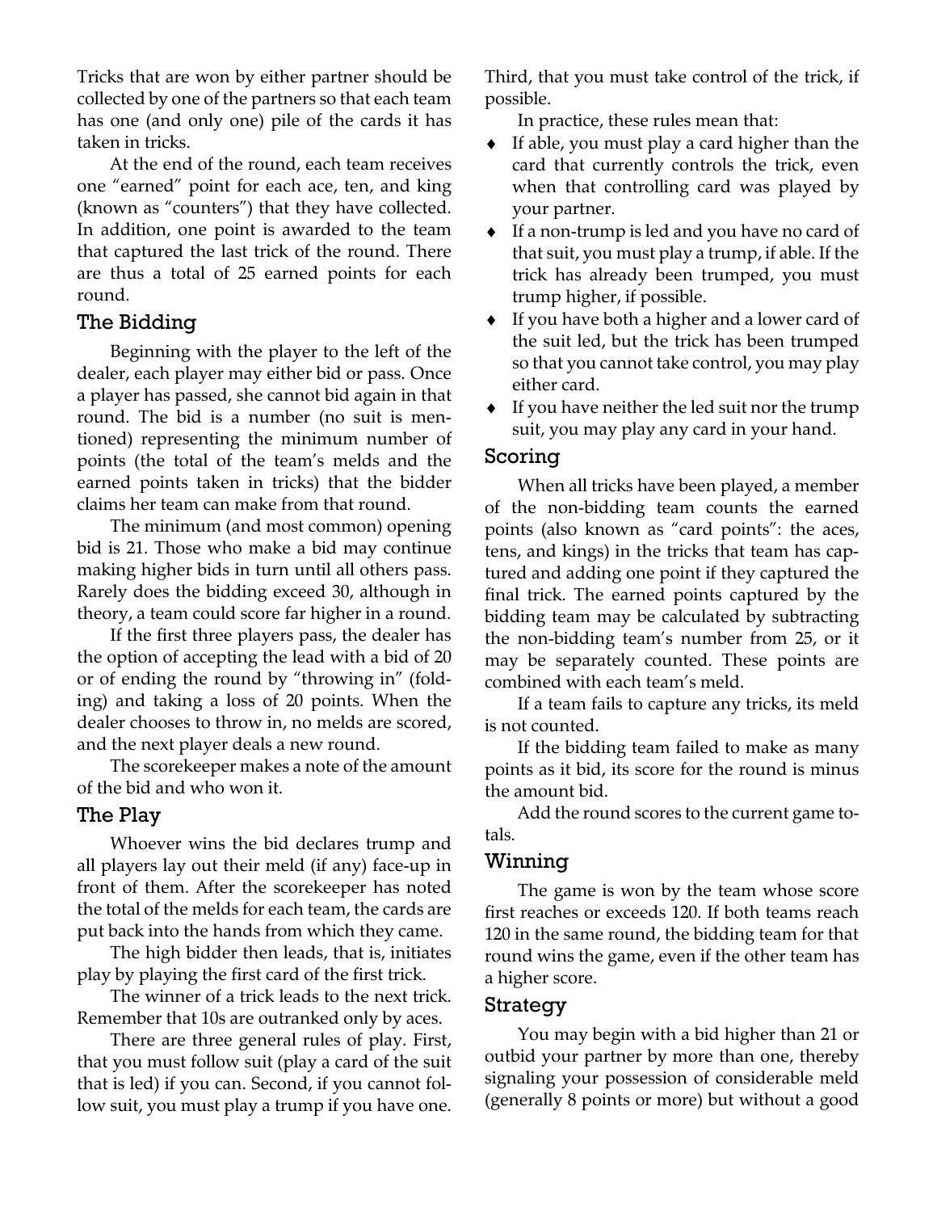Tricks that are won by either partner should be collected by one of the partners so that each team has one (and only one) pile of the cards it has taken in tricks.

At the end of the round, each team receives one "earned" point for each ace, ten, and king (known as "counters") that they have collected. In addition, one point is awarded to the team that captured the last trick of the round. There are thus a total of 25 earned points for each round.

## The Bidding

Beginning with the player to the left of the dealer, each player may either bid or pass. Once a player has passed, she cannot bid again in that round. The bid is a number (no suit is mentioned) representing the minimum number of points (the total of the team's melds and the earned points taken in tricks) that the bidder claims her team can make from that round.

The minimum (and most common) opening bid is 21. Those who make a bid may continue making higher bids in turn until all others pass. Rarely does the bidding exceed 30, although in theory, a team could score far higher in a round.

If the first three players pass, the dealer has the option of accepting the lead with a bid of 20 or of ending the round by "throwing in" (folding) and taking a loss of 20 points. When the dealer chooses to throw in, no melds are scored, and the next player deals a new round.

The scorekeeper makes a note of the amount of the bid and who won it.

## The Play

Whoever wins the bid declares trump and all players lay out their meld (if any) face-up in front of them. After the scorekeeper has noted the total of the melds for each team, the cards are put back into the hands from which they came.

The high bidder then leads, that is, initiates play by playing the first card of the first trick.

The winner of a trick leads to the next trick. Remember that 10s are outranked only by aces.

There are three general rules of play. First, that you must follow suit (play a card of the suit that is led) if you can. Second, if you cannot follow suit, you must play a trump if you have one. Third, that you must take control of the trick, if possible.

In practice, these rules mean that:

- If able, you must play a card higher than the card that currently controls the trick, even when that controlling card was played by your partner.
- If a non-trump is led and you have no card of that suit, you must play a trump, if able. If the trick has already been trumped, you must trump higher, if possible.
- If you have both a higher and a lower card of the suit led, but the trick has been trumped so that you cannot take control, you may play either card.
- If you have neither the led suit nor the trump suit, you may play any card in your hand.

## Scoring

When all tricks have been played, a member of the non-bidding team counts the earned points (also known as "card points": the aces, tens, and kings) in the tricks that team has captured and adding one point if they captured the final trick. The earned points captured by the bidding team may be calculated by subtracting the non-bidding team's number from 25, or it may be separately counted. These points are combined with each team's meld.

If a team fails to capture any tricks, its meld is not counted.

If the bidding team failed to make as many points as it bid, its score for the round is minus the amount bid.

Add the round scores to the current game totals.

## Winning

The game is won by the team whose score first reaches or exceeds 120. If both teams reach 120 in the same round, the bidding team for that round wins the game, even if the other team has a higher score.

## Strategy

You may begin with a bid higher than 21 or outbid your partner by more than one, thereby signaling your possession of considerable meld (generally 8 points or more) but without a good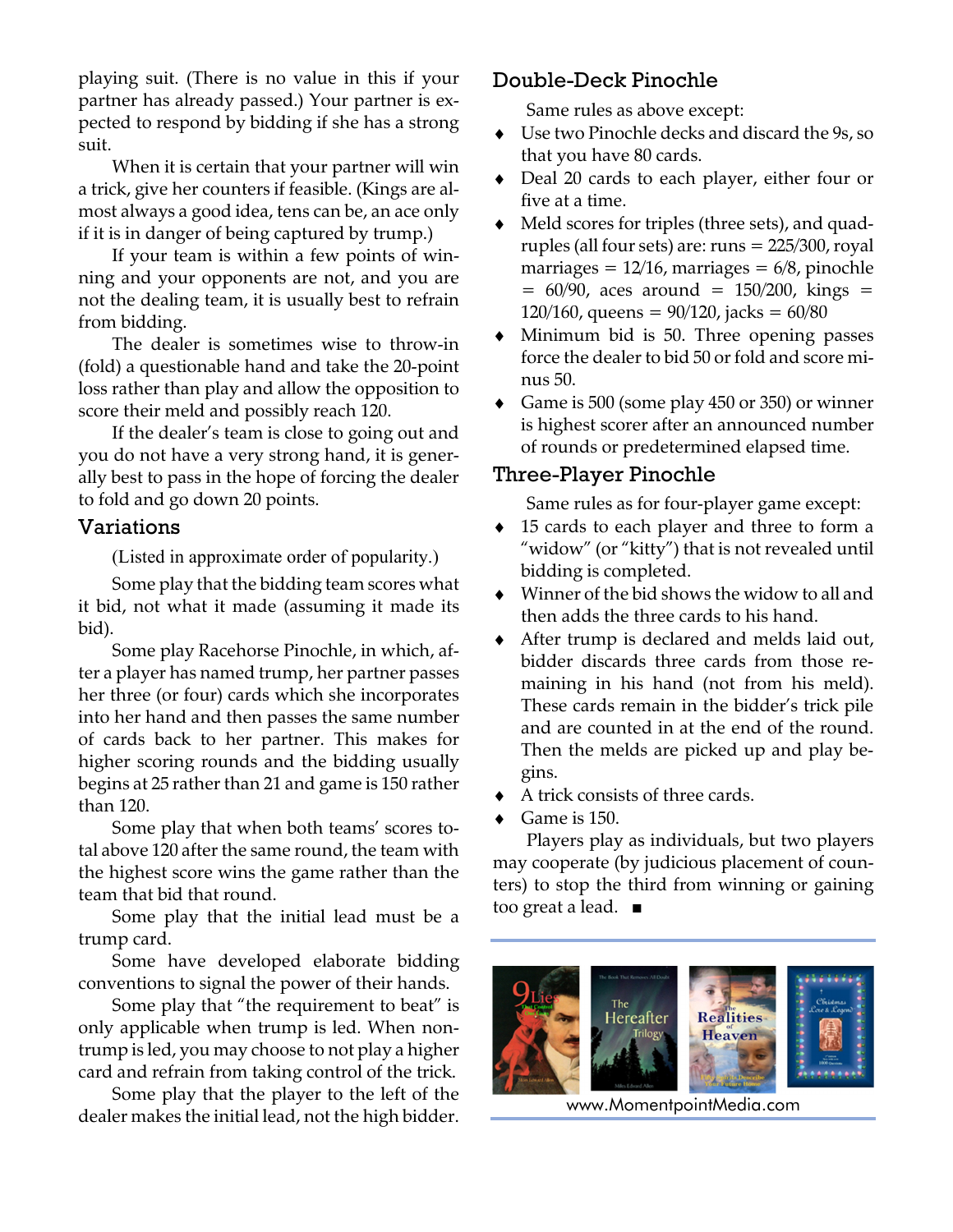playing suit. (There is no value in this if your partner has already passed.) Your partner is expected to respond by bidding if she has a strong suit.

When it is certain that your partner will win a trick, give her counters if feasible. (Kings are almost always a good idea, tens can be, an ace only if it is in danger of being captured by trump.)

If your team is within a few points of winning and your opponents are not, and you are not the dealing team, it is usually best to refrain from bidding.

The dealer is sometimes wise to throw-in (fold) a questionable hand and take the 20-point loss rather than play and allow the opposition to score their meld and possibly reach 120.

If the dealer's team is close to going out and you do not have a very strong hand, it is generally best to pass in the hope of forcing the dealer to fold and go down 20 points.

## Variations

(Listed in approximate order of popularity.)

Some play that the bidding team scores what it bid, not what it made (assuming it made its bid).

Some play Racehorse Pinochle, in which, after a player has named trump, her partner passes her three (or four) cards which she incorporates into her hand and then passes the same number of cards back to her partner. This makes for higher scoring rounds and the bidding usually begins at 25 rather than 21 and game is 150 rather than 120.

Some play that when both teams' scores total above 120 after the same round, the team with the highest score wins the game rather than the team that bid that round.

Some play that the initial lead must be a trump card.

Some have developed elaborate bidding conventions to signal the power of their hands.

Some play that "the requirement to beat" is only applicable when trump is led. When non-trump is led, you may choose to not play a higher card and refrain from taking control of the trick.

Some play that the player to the left of the dealer makes the initial lead, not the high bidder.

## Double-Deck Pinochle

Same rules as above except:

- Use two Pinochle decks and discard the 9s, so that you have 80 cards.
- Deal 20 cards to each player, either four or five at a time.
- Meld scores for triples (three sets), and quadruples (all four sets) are: runs = 225/300, royal marriages = 12/16, marriages = 6/8, pinochle = 60/90, aces around = 150/200, kings = 120/160, queens = 90/120, jacks = 60/80
- Minimum bid is 50. Three opening passes force the dealer to bid 50 or fold and score minus 50.
- Game is 500 (some play 450 or 350) or winner is highest scorer after an announced number of rounds or predetermined elapsed time.

## Three-Player Pinochle

Same rules as for four-player game except:

- 15 cards to each player and three to form a "widow" (or "kitty") that is not revealed until bidding is completed.
- Winner of the bid shows the widow to all and then adds the three cards to his hand.
- After trump is declared and melds laid out, bidder discards three cards from those remaining in his hand (not from his meld). These cards remain in the bidder's trick pile and are counted in at the end of the round. Then the melds are picked up and play begins.
- A trick consists of three cards.
- Game is 150.

Players play as individuals, but two players may cooperate (by judicious placement of counters) to stop the third from winning or gaining too great a lead. ■

www.MomentpointMedia.com